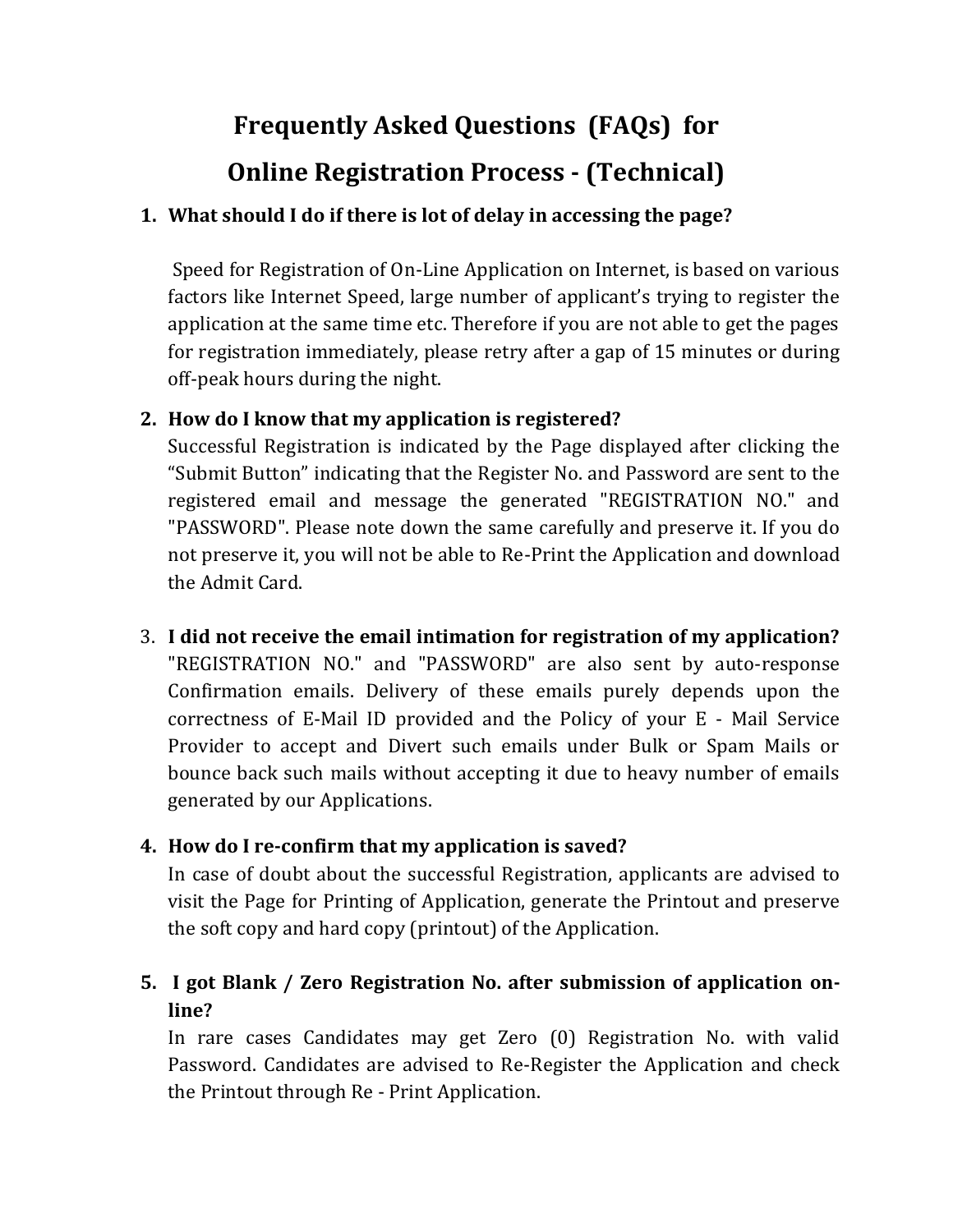# Frequently Asked Questions (FAQs) for Online Registration Process - (Technical)

1. **What should I do if there is lot of delay in accessing the page?**

   Speed for Registration of On-Line Application on Internet, is based on various factors like Internet Speed, large number of applicant's trying to register the application at the same time etc. Therefore if you are not able to get the pages for registration immediately, please retry after a gap of 15 minutes or during off-peak hours during the night.

2. **How do I know that my application is registered?**
   Successful Registration is indicated by the Page displayed after clicking the "Submit Button" indicating that the Register No. and Password are sent to the registered email and message the generated "REGISTRATION NO." and "PASSWORD". Please note down the same carefully and preserve it. If you do not preserve it, you will not be able to Re-Print the Application and download the Admit Card.

3. **I did not receive the email intimation for registration of my application?**
   "REGISTRATION NO." and "PASSWORD" are also sent by auto-response Confirmation emails. Delivery of these emails purely depends upon the correctness of E-Mail ID provided and the Policy of your E - Mail Service Provider to accept and Divert such emails under Bulk or Spam Mails or bounce back such mails without accepting it due to heavy number of emails generated by our Applications.

4. **How do I re-confirm that my application is saved?**
   In case of doubt about the successful Registration, applicants are advised to visit the Page for Printing of Application, generate the Printout and preserve the soft copy and hard copy (printout) of the Application.

5. **I got Blank / Zero Registration No. after submission of application on-line?**
   In rare cases Candidates may get Zero (0) Registration No. with valid Password. Candidates are advised to Re-Register the Application and check the Printout through Re - Print Application.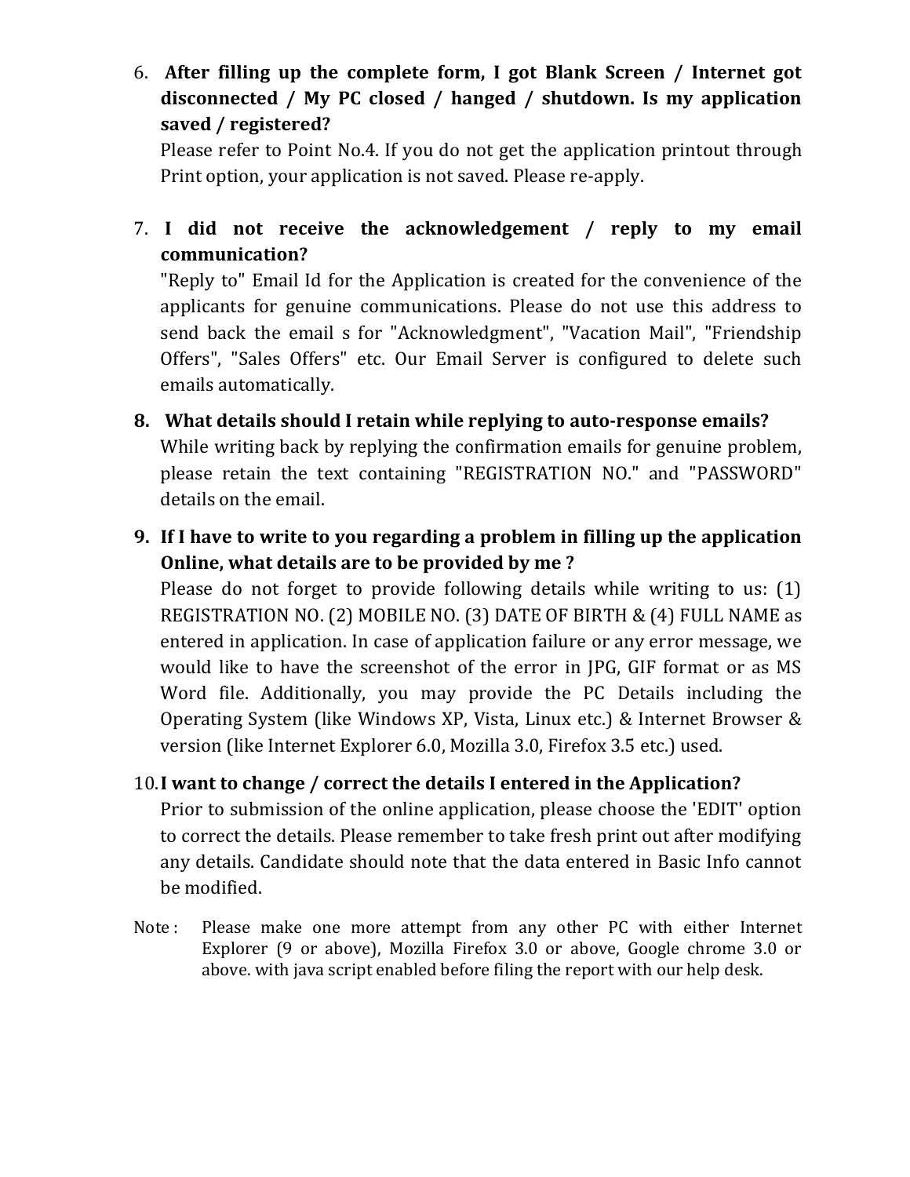6. **After filling up the complete form, I got Blank Screen / Internet got disconnected / My PC closed / hanged / shutdown. Is my application saved / registered?**

   Please refer to Point No.4. If you do not get the application printout through Print option, your application is not saved. Please re-apply.

7. **I did not receive the acknowledgement / reply to my email communication?**

   "Reply to" Email Id for the Application is created for the convenience of the applicants for genuine communications. Please do not use this address to send back the email s for "Acknowledgment", "Vacation Mail", "Friendship Offers", "Sales Offers" etc. Our Email Server is configured to delete such emails automatically.

8. **What details should I retain while replying to auto-response emails?**

   While writing back by replying the confirmation emails for genuine problem, please retain the text containing "REGISTRATION NO." and "PASSWORD" details on the email.

9. **If I have to write to you regarding a problem in filling up the application Online, what details are to be provided by me ?**

   Please do not forget to provide following details while writing to us: (1) REGISTRATION NO. (2) MOBILE NO. (3) DATE OF BIRTH & (4) FULL NAME as entered in application. In case of application failure or any error message, we would like to have the screenshot of the error in JPG, GIF format or as MS Word file. Additionally, you may provide the PC Details including the Operating System (like Windows XP, Vista, Linux etc.) & Internet Browser & version (like Internet Explorer 6.0, Mozilla 3.0, Firefox 3.5 etc.) used.

10. **I want to change / correct the details I entered in the Application?**

    Prior to submission of the online application, please choose the 'EDIT' option to correct the details. Please remember to take fresh print out after modifying any details. Candidate should note that the data entered in Basic Info cannot be modified.

Note : Please make one more attempt from any other PC with either Internet Explorer (9 or above), Mozilla Firefox 3.0 or above, Google chrome 3.0 or above. with java script enabled before filing the report with our help desk.